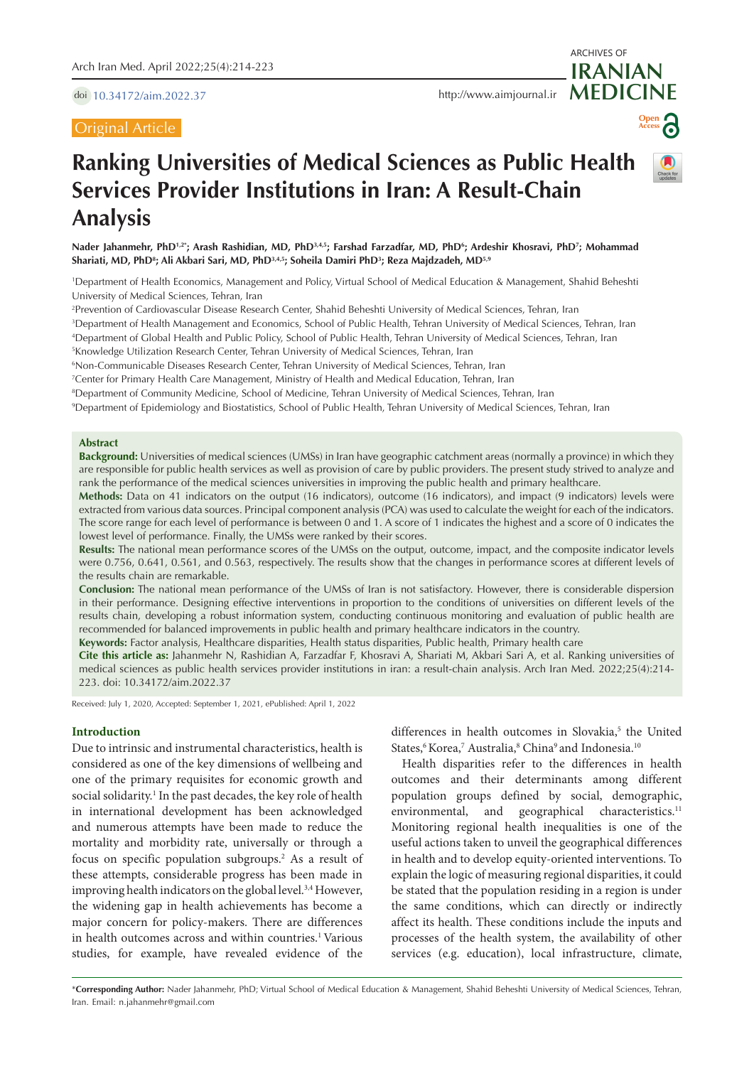Original Article

# Ranking Universities of Medical Sciences as Public Health Services Provider Institutions in Iran: A Result-Chain Analysis

**Nader Jahanmehr, PhD[1,2*]; Arash Rashidian, MD, PhD[3,4,5]; Farshad Farzadfar, MD, PhD[6]; Ardeshir Khosravi, PhD[7]; Mohammad Shariati, MD, PhD[8]; Ali Akbari Sari, MD, PhD[3,4,5]; Soheila Damiri PhD[3]; Reza Majdzadeh, MD[5,9]**

[1]Department of Health Economics, Management and Policy, Virtual School of Medical Education & Management, Shahid Beheshti University of Medical Sciences, Tehran, Iran

[2]Prevention of Cardiovascular Disease Research Center, Shahid Beheshti University of Medical Sciences, Tehran, Iran

[3]Department of Health Management and Economics, School of Public Health, Tehran University of Medical Sciences, Tehran, Iran

[4]Department of Global Health and Public Policy, School of Public Health, Tehran University of Medical Sciences, Tehran, Iran

[5]Knowledge Utilization Research Center, Tehran University of Medical Sciences, Tehran, Iran

[6]Non-Communicable Diseases Research Center, Tehran University of Medical Sciences, Tehran, Iran

[7]Center for Primary Health Care Management, Ministry of Health and Medical Education, Tehran, Iran

[8]Department of Community Medicine, School of Medicine, Tehran University of Medical Sciences, Tehran, Iran

[9]Department of Epidemiology and Biostatistics, School of Public Health, Tehran University of Medical Sciences, Tehran, Iran

## Abstract

**Background:** Universities of medical sciences (UMSs) in Iran have geographic catchment areas (normally a province) in which they are responsible for public health services as well as provision of care by public providers. The present study strived to analyze and rank the performance of the medical sciences universities in improving the public health and primary healthcare.

**Methods:** Data on 41 indicators on the output (16 indicators), outcome (16 indicators), and impact (9 indicators) levels were extracted from various data sources. Principal component analysis (PCA) was used to calculate the weight for each of the indicators. The score range for each level of performance is between 0 and 1. A score of 1 indicates the highest and a score of 0 indicates the lowest level of performance. Finally, the UMSs were ranked by their scores.

**Results:** The national mean performance scores of the UMSs on the output, outcome, impact, and the composite indicator levels were 0.756, 0.641, 0.561, and 0.563, respectively. The results show that the changes in performance scores at different levels of the results chain are remarkable.

**Conclusion:** The national mean performance of the UMSs of Iran is not satisfactory. However, there is considerable dispersion in their performance. Designing effective interventions in proportion to the conditions of universities on different levels of the results chain, developing a robust information system, conducting continuous monitoring and evaluation of public health are recommended for balanced improvements in public health and primary healthcare indicators in the country.

**Keywords:** Factor analysis, Healthcare disparities, Health status disparities, Public health, Primary health care

**Cite this article as:** Jahanmehr N, Rashidian A, Farzadfar F, Khosravi A, Shariati M, Akbari Sari A, et al. Ranking universities of medical sciences as public health services provider institutions in iran: a result-chain analysis. Arch Iran Med. 2022;25(4):214-223. doi: 10.34172/aim.2022.37

Received: July 1, 2020, Accepted: September 1, 2021, ePublished: April 1, 2022

## Introduction

Due to intrinsic and instrumental characteristics, health is considered as one of the key dimensions of wellbeing and one of the primary requisites for economic growth and social solidarity.[1] In the past decades, the key role of health in international development has been acknowledged and numerous attempts have been made to reduce the mortality and morbidity rate, universally or through a focus on specific population subgroups.[2] As a result of these attempts, considerable progress has been made in improving health indicators on the global level.[3,4] However, the widening gap in health achievements has become a major concern for policy-makers. There are differences in health outcomes across and within countries.[1] Various studies, for example, have revealed evidence of the differences in health outcomes in Slovakia,[5] the United States,[6] Korea,[7] Australia,[8] China[9] and Indonesia.[10]

Health disparities refer to the differences in health outcomes and their determinants among different population groups defined by social, demographic, environmental, and geographical characteristics.[11] Monitoring regional health inequalities is one of the useful actions taken to unveil the geographical differences in health and to develop equity-oriented interventions. To explain the logic of measuring regional disparities, it could be stated that the population residing in a region is under the same conditions, which can directly or indirectly affect its health. These conditions include the inputs and processes of the health system, the availability of other services (e.g. education), local infrastructure, climate,

*Corresponding Author: Nader Jahanmehr, PhD; Virtual School of Medical Education & Management, Shahid Beheshti University of Medical Sciences, Tehran, Iran. Email: n.jahanmehr@gmail.com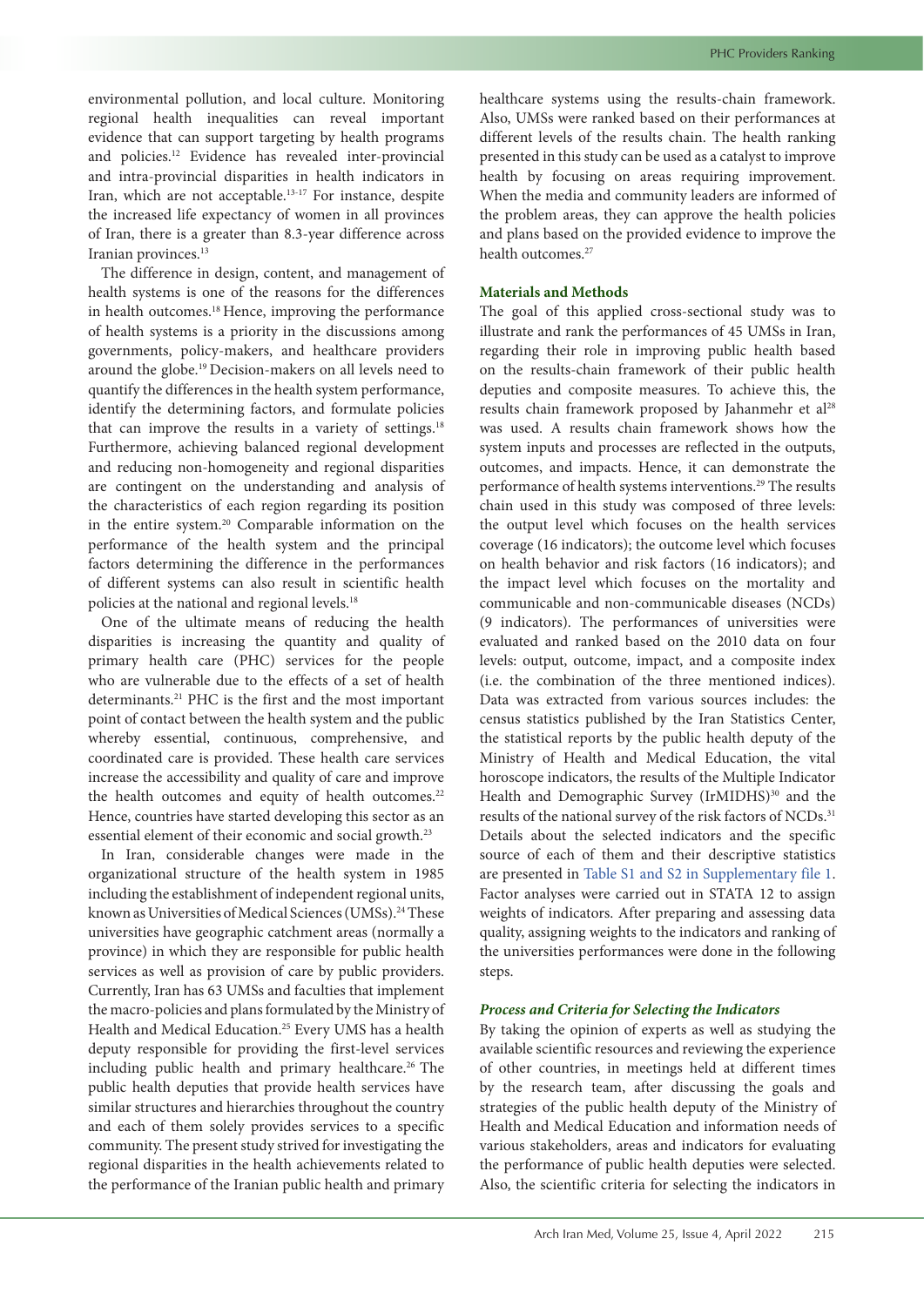environmental pollution, and local culture. Monitoring regional health inequalities can reveal important evidence that can support targeting by health programs and policies.[12] Evidence has revealed inter-provincial and intra-provincial disparities in health indicators in Iran, which are not acceptable.[13-17] For instance, despite the increased life expectancy of women in all provinces of Iran, there is a greater than 8.3-year difference across Iranian provinces.[13]

The difference in design, content, and management of health systems is one of the reasons for the differences in health outcomes.[18] Hence, improving the performance of health systems is a priority in the discussions among governments, policy-makers, and healthcare providers around the globe.[19] Decision-makers on all levels need to quantify the differences in the health system performance, identify the determining factors, and formulate policies that can improve the results in a variety of settings.[18] Furthermore, achieving balanced regional development and reducing non-homogeneity and regional disparities are contingent on the understanding and analysis of the characteristics of each region regarding its position in the entire system.[20] Comparable information on the performance of the health system and the principal factors determining the difference in the performances of different systems can also result in scientific health policies at the national and regional levels.[18]

One of the ultimate means of reducing the health disparities is increasing the quantity and quality of primary health care (PHC) services for the people who are vulnerable due to the effects of a set of health determinants.[21] PHC is the first and the most important point of contact between the health system and the public whereby essential, continuous, comprehensive, and coordinated care is provided. These health care services increase the accessibility and quality of care and improve the health outcomes and equity of health outcomes.[22] Hence, countries have started developing this sector as an essential element of their economic and social growth.[23]

In Iran, considerable changes were made in the organizational structure of the health system in 1985 including the establishment of independent regional units, known as Universities of Medical Sciences (UMSs).[24] These universities have geographic catchment areas (normally a province) in which they are responsible for public health services as well as provision of care by public providers. Currently, Iran has 63 UMSs and faculties that implement the macro-policies and plans formulated by the Ministry of Health and Medical Education.[25] Every UMS has a health deputy responsible for providing the first-level services including public health and primary healthcare.[26] The public health deputies that provide health services have similar structures and hierarchies throughout the country and each of them solely provides services to a specific community. The present study strived for investigating the regional disparities in the health achievements related to the performance of the Iranian public health and primary healthcare systems using the results-chain framework. Also, UMSs were ranked based on their performances at different levels of the results chain. The health ranking presented in this study can be used as a catalyst to improve health by focusing on areas requiring improvement. When the media and community leaders are informed of the problem areas, they can approve the health policies and plans based on the provided evidence to improve the health outcomes.[27]

## Materials and Methods

The goal of this applied cross-sectional study was to illustrate and rank the performances of 45 UMSs in Iran, regarding their role in improving public health based on the results-chain framework of their public health deputies and composite measures. To achieve this, the results chain framework proposed by Jahanmehr et al[28] was used. A results chain framework shows how the system inputs and processes are reflected in the outputs, outcomes, and impacts. Hence, it can demonstrate the performance of health systems interventions.[29] The results chain used in this study was composed of three levels: the output level which focuses on the health services coverage (16 indicators); the outcome level which focuses on health behavior and risk factors (16 indicators); and the impact level which focuses on the mortality and communicable and non-communicable diseases (NCDs) (9 indicators). The performances of universities were evaluated and ranked based on the 2010 data on four levels: output, outcome, impact, and a composite index (i.e. the combination of the three mentioned indices). Data was extracted from various sources includes: the census statistics published by the Iran Statistics Center, the statistical reports by the public health deputy of the Ministry of Health and Medical Education, the vital horoscope indicators, the results of the Multiple Indicator Health and Demographic Survey (IrMIDHS)[30] and the results of the national survey of the risk factors of NCDs.[31] Details about the selected indicators and the specific source of each of them and their descriptive statistics are presented in Table S1 and S2 in Supplementary file 1. Factor analyses were carried out in STATA 12 to assign weights of indicators. After preparing and assessing data quality, assigning weights to the indicators and ranking of the universities performances were done in the following steps.

### *Process and Criteria for Selecting the Indicators*

By taking the opinion of experts as well as studying the available scientific resources and reviewing the experience of other countries, in meetings held at different times by the research team, after discussing the goals and strategies of the public health deputy of the Ministry of Health and Medical Education and information needs of various stakeholders, areas and indicators for evaluating the performance of public health deputies were selected. Also, the scientific criteria for selecting the indicators in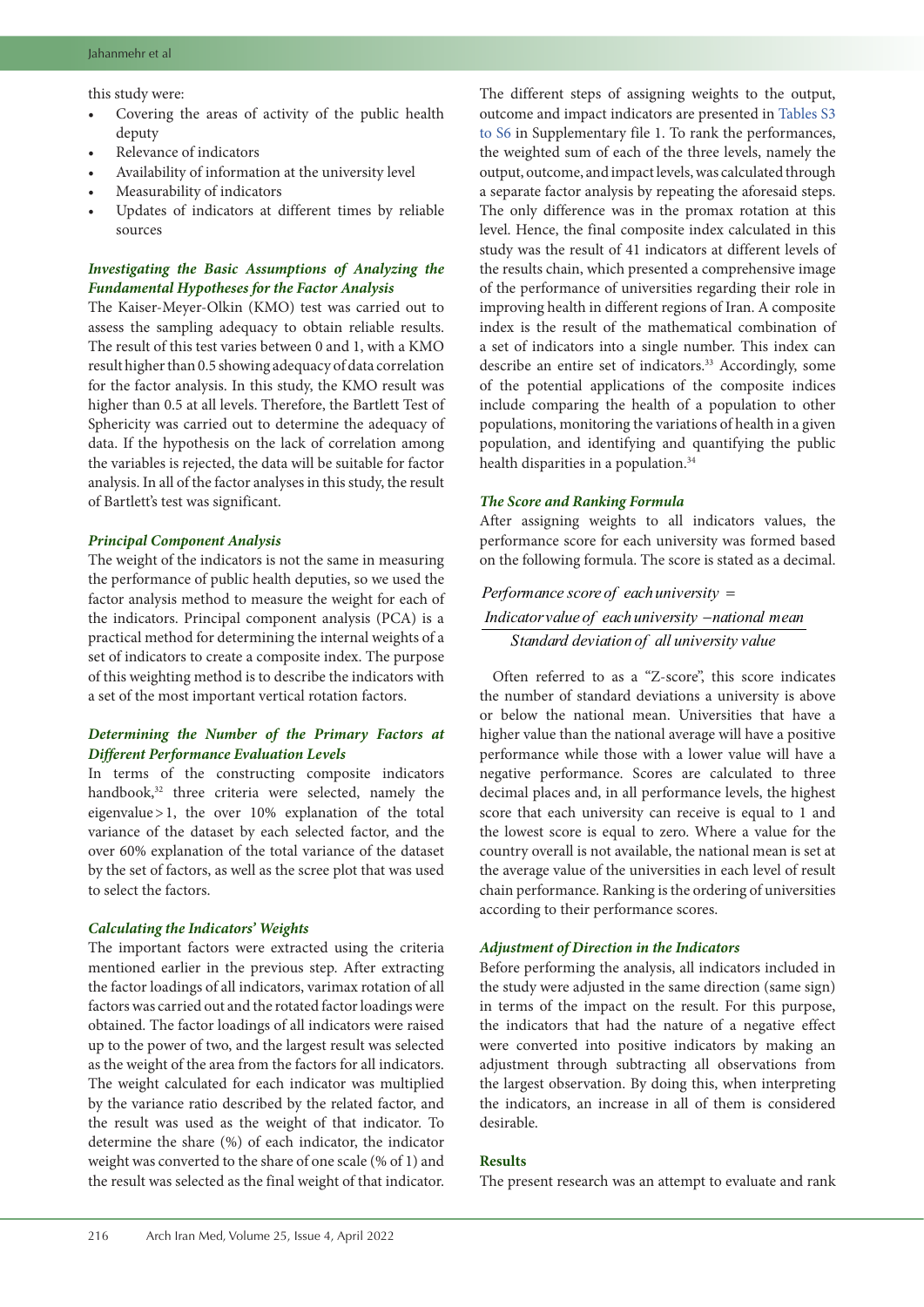this study were:

- Covering the areas of activity of the public health deputy
- Relevance of indicators
- Availability of information at the university level
- Measurability of indicators
- Updates of indicators at different times by reliable sources

### *Investigating the Basic Assumptions of Analyzing the Fundamental Hypotheses for the Factor Analysis*

The Kaiser-Meyer-Olkin (KMO) test was carried out to assess the sampling adequacy to obtain reliable results. The result of this test varies between 0 and 1, with a KMO result higher than 0.5 showing adequacy of data correlation for the factor analysis. In this study, the KMO result was higher than 0.5 at all levels. Therefore, the Bartlett Test of Sphericity was carried out to determine the adequacy of data. If the hypothesis on the lack of correlation among the variables is rejected, the data will be suitable for factor analysis. In all of the factor analyses in this study, the result of Bartlett's test was significant.

### *Principal Component Analysis*

The weight of the indicators is not the same in measuring the performance of public health deputies, so we used the factor analysis method to measure the weight for each of the indicators. Principal component analysis (PCA) is a practical method for determining the internal weights of a set of indicators to create a composite index. The purpose of this weighting method is to describe the indicators with a set of the most important vertical rotation factors.

### *Determining the Number of the Primary Factors at Different Performance Evaluation Levels*

In terms of the constructing composite indicators handbook,[32] three criteria were selected, namely the eigenvalue > 1, the over 10% explanation of the total variance of the dataset by each selected factor, and the over 60% explanation of the total variance of the dataset by the set of factors, as well as the scree plot that was used to select the factors.

### *Calculating the Indicators' Weights*

The important factors were extracted using the criteria mentioned earlier in the previous step. After extracting the factor loadings of all indicators, varimax rotation of all factors was carried out and the rotated factor loadings were obtained. The factor loadings of all indicators were raised up to the power of two, and the largest result was selected as the weight of the area from the factors for all indicators. The weight calculated for each indicator was multiplied by the variance ratio described by the related factor, and the result was used as the weight of that indicator. To determine the share (%) of each indicator, the indicator weight was converted to the share of one scale (% of 1) and the result was selected as the final weight of that indicator.

The different steps of assigning weights to the output, outcome and impact indicators are presented in Tables S3 to S6 in Supplementary file 1. To rank the performances, the weighted sum of each of the three levels, namely the output, outcome, and impact levels, was calculated through a separate factor analysis by repeating the aforesaid steps. The only difference was in the promax rotation at this level. Hence, the final composite index calculated in this study was the result of 41 indicators at different levels of the results chain, which presented a comprehensive image of the performance of universities regarding their role in improving health in different regions of Iran. A composite index is the result of the mathematical combination of a set of indicators into a single number. This index can describe an entire set of indicators.[33] Accordingly, some of the potential applications of the composite indices include comparing the health of a population to other populations, monitoring the variations of health in a given population, and identifying and quantifying the public health disparities in a population.[34]

### *The Score and Ranking Formula*

After assigning weights to all indicators values, the performance score for each university was formed based on the following formula. The score is stated as a decimal.

$$\text{Performance score of each university} = \frac{\text{Indicator value of each university} - \text{national mean}}{\text{Standard deviation of all university value}}$$

Often referred to as a "Z-score", this score indicates the number of standard deviations a university is above or below the national mean. Universities that have a higher value than the national average will have a positive performance while those with a lower value will have a negative performance. Scores are calculated to three decimal places and, in all performance levels, the highest score that each university can receive is equal to 1 and the lowest score is equal to zero. Where a value for the country overall is not available, the national mean is set at the average value of the universities in each level of result chain performance. Ranking is the ordering of universities according to their performance scores.

### *Adjustment of Direction in the Indicators*

Before performing the analysis, all indicators included in the study were adjusted in the same direction (same sign) in terms of the impact on the result. For this purpose, the indicators that had the nature of a negative effect were converted into positive indicators by making an adjustment through subtracting all observations from the largest observation. By doing this, when interpreting the indicators, an increase in all of them is considered desirable.

## Results

The present research was an attempt to evaluate and rank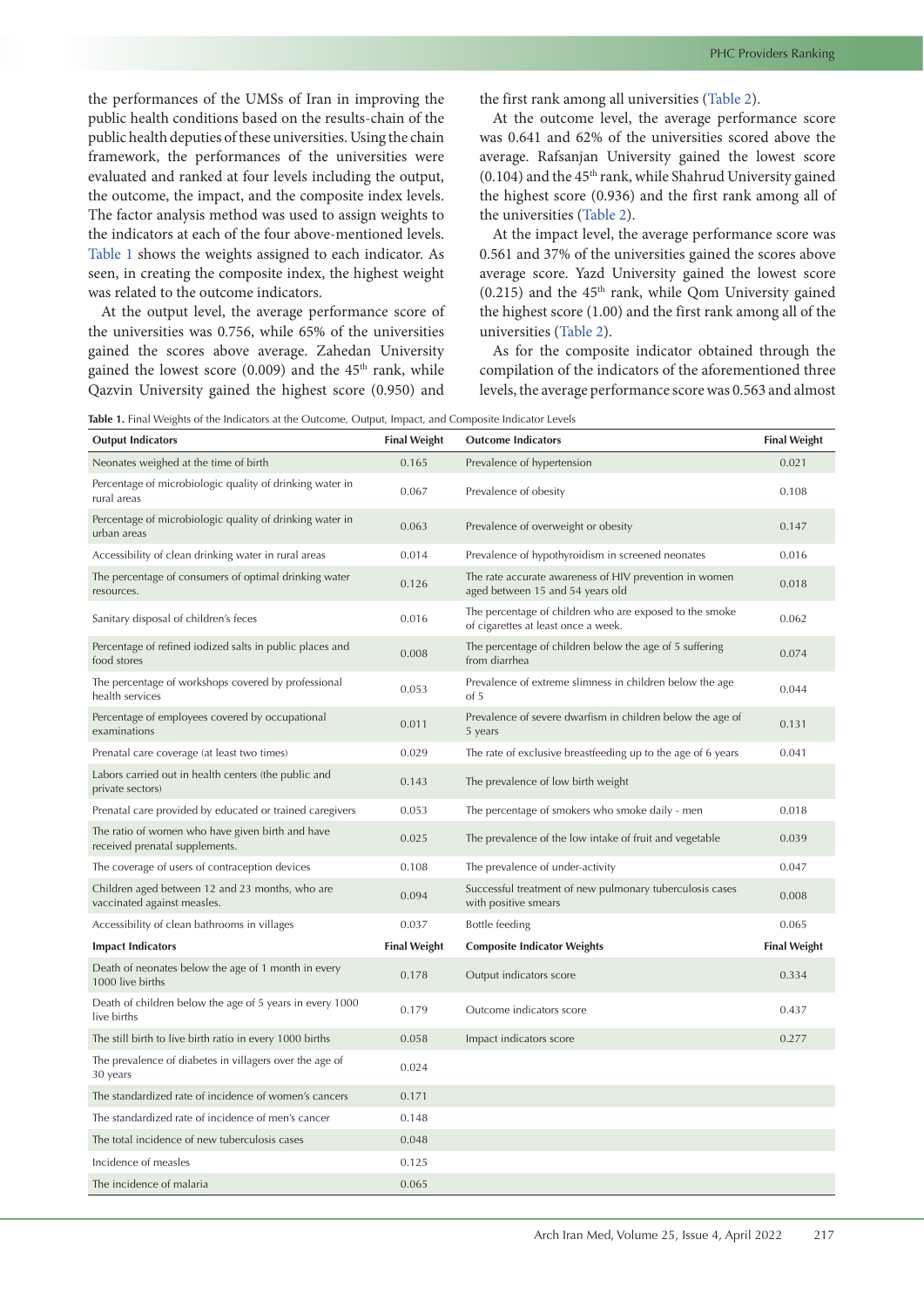the performances of the UMSs of Iran in improving the public health conditions based on the results-chain of the public health deputies of these universities. Using the chain framework, the performances of the universities were evaluated and ranked at four levels including the output, the outcome, the impact, and the composite index levels. The factor analysis method was used to assign weights to the indicators at each of the four above-mentioned levels. Table 1 shows the weights assigned to each indicator. As seen, in creating the composite index, the highest weight was related to the outcome indicators.

At the output level, the average performance score of the universities was 0.756, while 65% of the universities gained the scores above average. Zahedan University gained the lowest score (0.009) and the 45th rank, while Qazvin University gained the highest score (0.950) and the first rank among all universities (Table 2).

At the outcome level, the average performance score was 0.641 and 62% of the universities scored above the average. Rafsanjan University gained the lowest score (0.104) and the 45th rank, while Shahrud University gained the highest score (0.936) and the first rank among all of the universities (Table 2).

At the impact level, the average performance score was 0.561 and 37% of the universities gained the scores above average score. Yazd University gained the lowest score (0.215) and the 45th rank, while Qom University gained the highest score (1.00) and the first rank among all of the universities (Table 2).

As for the composite indicator obtained through the compilation of the indicators of the aforementioned three levels, the average performance score was 0.563 and almost

**Table 1.** Final Weights of the Indicators at the Outcome, Output, Impact, and Composite Indicator Levels

| Output Indicators | Final Weight | Outcome Indicators | Final Weight |
|---|---|---|---|
| Neonates weighed at the time of birth | 0.165 | Prevalence of hypertension | 0.021 |
| Percentage of microbiologic quality of drinking water in rural areas | 0.067 | Prevalence of obesity | 0.108 |
| Percentage of microbiologic quality of drinking water in urban areas | 0.063 | Prevalence of overweight or obesity | 0.147 |
| Accessibility of clean drinking water in rural areas | 0.014 | Prevalence of hypothyroidism in screened neonates | 0.016 |
| The percentage of consumers of optimal drinking water resources. | 0.126 | The rate accurate awareness of HIV prevention in women aged between 15 and 54 years old | 0.018 |
| Sanitary disposal of children's feces | 0.016 | The percentage of children who are exposed to the smoke of cigarettes at least once a week. | 0.062 |
| Percentage of refined iodized salts in public places and food stores | 0.008 | The percentage of children below the age of 5 suffering from diarrhea | 0.074 |
| The percentage of workshops covered by professional health services | 0.053 | Prevalence of extreme slimness in children below the age of 5 | 0.044 |
| Percentage of employees covered by occupational examinations | 0.011 | Prevalence of severe dwarfism in children below the age of 5 years | 0.131 |
| Prenatal care coverage (at least two times) | 0.029 | The rate of exclusive breastfeeding up to the age of 6 years | 0.041 |
| Labors carried out in health centers (the public and private sectors) | 0.143 | The prevalence of low birth weight | |
| Prenatal care provided by educated or trained caregivers | 0.053 | The percentage of smokers who smoke daily - men | 0.018 |
| The ratio of women who have given birth and have received prenatal supplements. | 0.025 | The prevalence of the low intake of fruit and vegetable | 0.039 |
| The coverage of users of contraception devices | 0.108 | The prevalence of under-activity | 0.047 |
| Children aged between 12 and 23 months, who are vaccinated against measles. | 0.094 | Successful treatment of new pulmonary tuberculosis cases with positive smears | 0.008 |
| Accessibility of clean bathrooms in villages | 0.037 | Bottle feeding | 0.065 |
| **Impact Indicators** | **Final Weight** | **Composite Indicator Weights** | **Final Weight** |
| Death of neonates below the age of 1 month in every 1000 live births | 0.178 | Output indicators score | 0.334 |
| Death of children below the age of 5 years in every 1000 live births | 0.179 | Outcome indicators score | 0.437 |
| The still birth to live birth ratio in every 1000 births | 0.058 | Impact indicators score | 0.277 |
| The prevalence of diabetes in villagers over the age of 30 years | 0.024 | | |
| The standardized rate of incidence of women's cancers | 0.171 | | |
| The standardized rate of incidence of men's cancer | 0.148 | | |
| The total incidence of new tuberculosis cases | 0.048 | | |
| Incidence of measles | 0.125 | | |
| The incidence of malaria | 0.065 | | |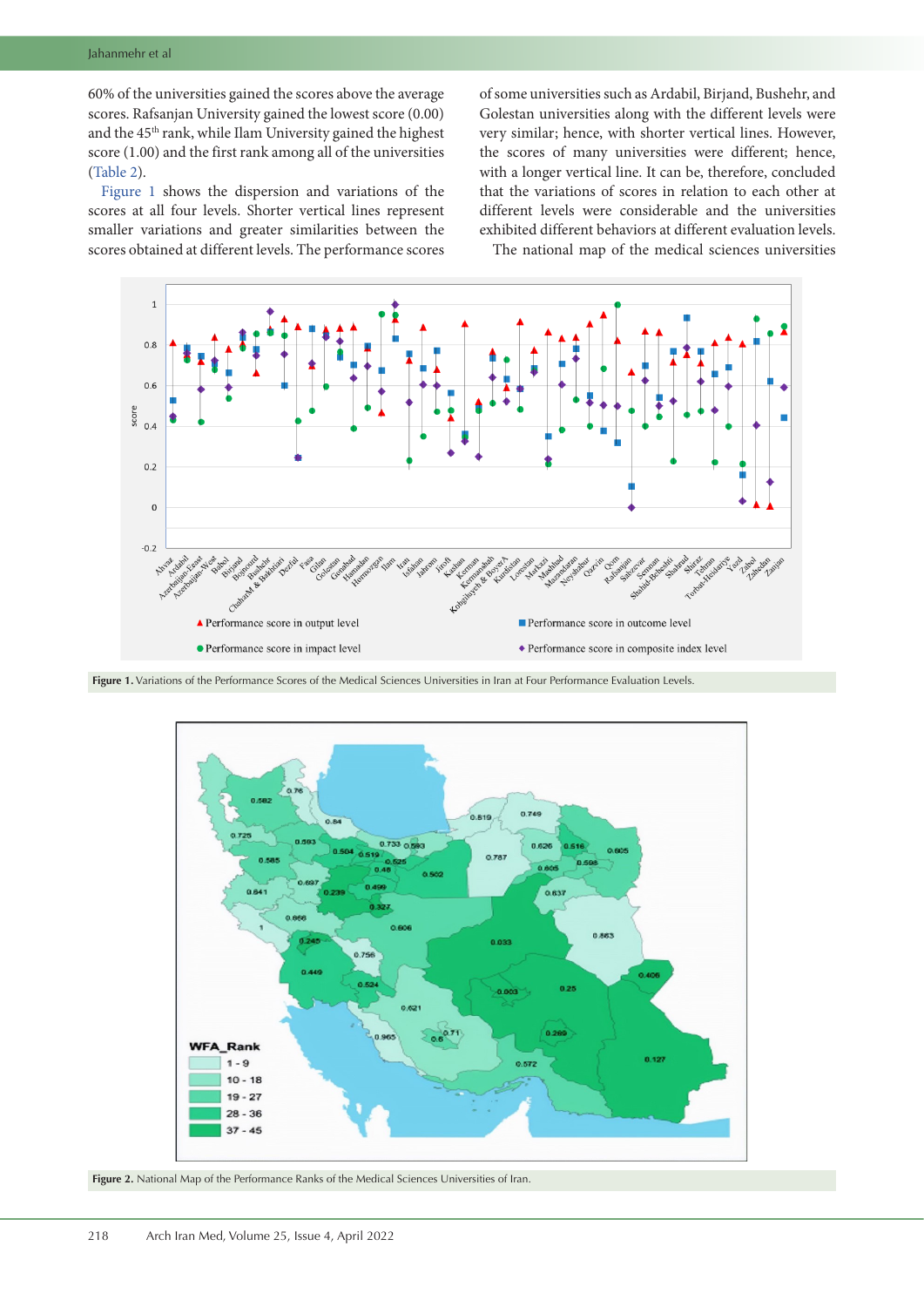60% of the universities gained the scores above the average scores. Rafsanjan University gained the lowest score (0.00) and the 45th rank, while Ilam University gained the highest score (1.00) and the first rank among all of the universities (Table 2).

Figure 1 shows the dispersion and variations of the scores at all four levels. Shorter vertical lines represent smaller variations and greater similarities between the scores obtained at different levels. The performance scores of some universities such as Ardabil, Birjand, Bushehr, and Golestan universities along with the different levels were very similar; hence, with shorter vertical lines. However, the scores of many universities were different; hence, with a longer vertical line. It can be, therefore, concluded that the variations of scores in relation to each other at different levels were considerable and the universities exhibited different behaviors at different evaluation levels.

The national map of the medical sciences universities

**Figure 1.** Variations of the Performance Scores of the Medical Sciences Universities in Iran at Four Performance Evaluation Levels.

**Figure 2.** National Map of the Performance Ranks of the Medical Sciences Universities of Iran.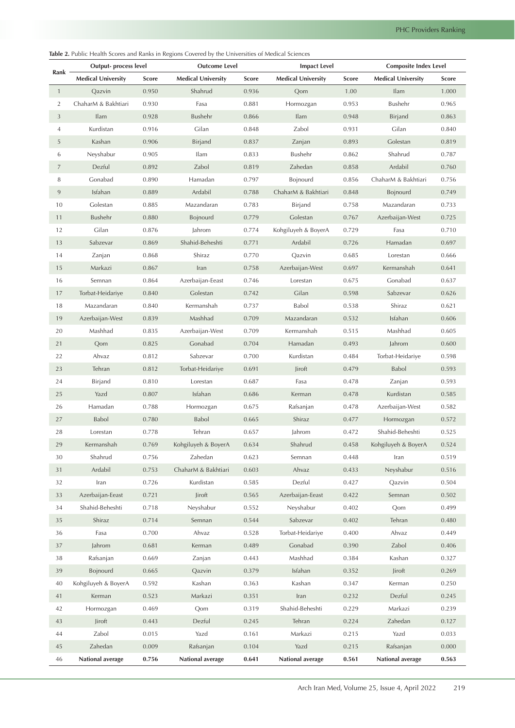**Table 2.** Public Health Scores and Ranks in Regions Covered by the Universities of Medical Sciences

| Rank | Output- process level | | Outcome Level | | Impact Level | | Composite Index Level | |
|---|---|---|---|---|---|---|---|---|
| | Medical University | Score | Medical University | Score | Medical University | Score | Medical University | Score |
| 1 | Qazvin | 0.950 | Shahrud | 0.936 | Qom | 1.00 | Ilam | 1.000 |
| 2 | CharM & Bakhtiari | 0.930 | Fasa | 0.881 | Hormozgan | 0.953 | Bushehr | 0.965 |
| 3 | Ilam | 0.928 | Bushehr | 0.866 | Ilam | 0.948 | Birjand | 0.863 |
| 4 | Kurdistan | 0.916 | Gilan | 0.848 | Zabol | 0.931 | Gilan | 0.840 |
| 5 | Kashan | 0.906 | Birjand | 0.837 | Zanjan | 0.893 | Golestan | 0.819 |
| 6 | Neyshabur | 0.905 | Ilam | 0.833 | Bushehr | 0.862 | Shahrud | 0.787 |
| 7 | Dezful | 0.892 | Zabol | 0.819 | Zahedan | 0.858 | Ardabil | 0.760 |
| 8 | Gonabad | 0.890 | Hamadan | 0.797 | Bojnourd | 0.856 | ChaharM & Bakhtiari | 0.756 |
| 9 | Isfahan | 0.889 | Ardabil | 0.788 | ChaharM & Bakhtiari | 0.848 | Bojnourd | 0.749 |
| 10 | Golestan | 0.885 | Mazandaran | 0.783 | Birjand | 0.758 | Mazandaran | 0.733 |
| 11 | Bushehr | 0.880 | Bojnourd | 0.779 | Golestan | 0.767 | Azerbaijan-West | 0.725 |
| 12 | Gilan | 0.876 | Jahrom | 0.774 | Kohgiluyeh & BoyerA | 0.729 | Fasa | 0.710 |
| 13 | Sabzevar | 0.869 | Shahid-Beheshti | 0.771 | Ardabil | 0.726 | Hamadan | 0.697 |
| 14 | Zanjan | 0.868 | Shiraz | 0.770 | Qazvin | 0.685 | Lorestan | 0.666 |
| 15 | Markazi | 0.867 | Iran | 0.758 | Azerbaijan-West | 0.697 | Kermanshah | 0.641 |
| 16 | Semnan | 0.864 | Azerbaijan-Eeast | 0.746 | Lorestan | 0.675 | Gonabad | 0.637 |
| 17 | Torbat-Heidariye | 0.840 | Golestan | 0.742 | Gilan | 0.598 | Sabzevar | 0.626 |
| 18 | Mazandaran | 0.840 | Kermanshah | 0.737 | Babol | 0.538 | Shiraz | 0.621 |
| 19 | Azerbaijan-West | 0.839 | Mashhad | 0.709 | Mazandaran | 0.532 | Isfahan | 0.606 |
| 20 | Mashhad | 0.835 | Azerbaijan-West | 0.709 | Kermanshah | 0.515 | Mashhad | 0.605 |
| 21 | Qom | 0.825 | Gonabad | 0.704 | Hamadan | 0.493 | Jahrom | 0.600 |
| 22 | Ahvaz | 0.812 | Sabzevar | 0.700 | Kurdistan | 0.484 | Torbat-Heidariye | 0.598 |
| 23 | Tehran | 0.812 | Torbat-Heidariye | 0.691 | Jiroft | 0.479 | Babol | 0.593 |
| 24 | Birjand | 0.810 | Lorestan | 0.687 | Fasa | 0.478 | Zanjan | 0.593 |
| 25 | Yazd | 0.807 | Isfahan | 0.686 | Kerman | 0.478 | Kurdistan | 0.585 |
| 26 | Hamadan | 0.788 | Hormozgan | 0.675 | Rafsanjan | 0.478 | Azerbaijan-West | 0.582 |
| 27 | Babol | 0.780 | Babol | 0.665 | Shiraz | 0.477 | Hormozgan | 0.572 |
| 28 | Lorestan | 0.778 | Tehran | 0.657 | Jahrom | 0.472 | Shahid-Beheshti | 0.525 |
| 29 | Kermanshah | 0.769 | Kohgiluyeh & BoyerA | 0.634 | Shahrud | 0.458 | Kohgiluyeh & BoyerA | 0.524 |
| 30 | Shahrud | 0.756 | Zahedan | 0.623 | Semnan | 0.448 | Iran | 0.519 |
| 31 | Ardabil | 0.753 | ChaharM & Bakhtiari | 0.603 | Ahvaz | 0.433 | Neyshabur | 0.516 |
| 32 | Iran | 0.726 | Kurdistan | 0.585 | Dezful | 0.427 | Qazvin | 0.504 |
| 33 | Azerbaijan-Eeast | 0.721 | Jiroft | 0.565 | Azerbaijan-Eeast | 0.422 | Semnan | 0.502 |
| 34 | Shahid-Beheshti | 0.718 | Neyshabur | 0.552 | Neyshabur | 0.402 | Qom | 0.499 |
| 35 | Shiraz | 0.714 | Semnan | 0.544 | Sabzevar | 0.402 | Tehran | 0.480 |
| 36 | Fasa | 0.700 | Ahvaz | 0.528 | Torbat-Heidariye | 0.400 | Ahvaz | 0.449 |
| 37 | Jahrom | 0.681 | Kerman | 0.489 | Gonabad | 0.390 | Zabol | 0.406 |
| 38 | Rafsanjan | 0.669 | Zanjan | 0.443 | Mashhad | 0.384 | Kashan | 0.327 |
| 39 | Bojnourd | 0.665 | Qazvin | 0.379 | Isfahan | 0.352 | Jiroft | 0.269 |
| 40 | Kohgiluyeh & BoyerA | 0.592 | Kashan | 0.363 | Kashan | 0.347 | Kerman | 0.250 |
| 41 | Kerman | 0.523 | Markazi | 0.351 | Iran | 0.232 | Dezful | 0.245 |
| 42 | Hormozgan | 0.469 | Qom | 0.319 | Shahid-Beheshti | 0.229 | Markazi | 0.239 |
| 43 | Jiroft | 0.443 | Dezful | 0.245 | Tehran | 0.224 | Zahedan | 0.127 |
| 44 | Zabol | 0.015 | Yazd | 0.161 | Markazi | 0.215 | Yazd | 0.033 |
| 45 | Zahedan | 0.009 | Rafsanjan | 0.104 | Yazd | 0.215 | Rafsanjan | 0.000 |
| 46 | **National average** | **0.756** | **National average** | **0.641** | **National average** | **0.561** | **National average** | **0.563** |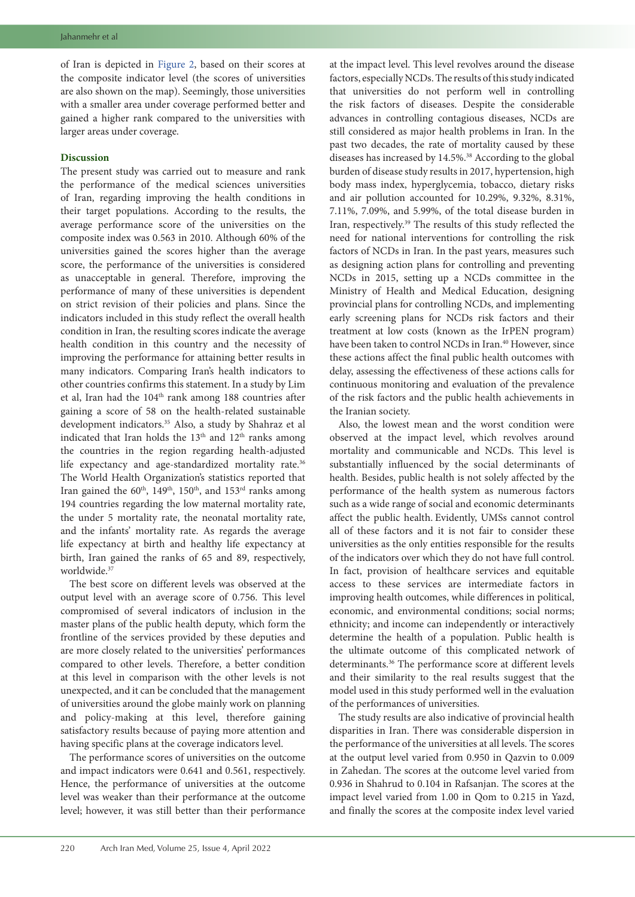of Iran is depicted in Figure 2, based on their scores at the composite indicator level (the scores of universities are also shown on the map). Seemingly, those universities with a smaller area under coverage performed better and gained a higher rank compared to the universities with larger areas under coverage.

## Discussion

The present study was carried out to measure and rank the performance of the medical sciences universities of Iran, regarding improving the health conditions in their target populations. According to the results, the average performance score of the universities on the composite index was 0.563 in 2010. Although 60% of the universities gained the scores higher than the average score, the performance of the universities is considered as unacceptable in general. Therefore, improving the performance of many of these universities is dependent on strict revision of their policies and plans. Since the indicators included in this study reflect the overall health condition in Iran, the resulting scores indicate the average health condition in this country and the necessity of improving the performance for attaining better results in many indicators. Comparing Iran's health indicators to other countries confirms this statement. In a study by Lim et al, Iran had the 104th rank among 188 countries after gaining a score of 58 on the health-related sustainable development indicators.[35] Also, a study by Shahraz et al indicated that Iran holds the 13th and 12th ranks among the countries in the region regarding health-adjusted life expectancy and age-standardized mortality rate.[36] The World Health Organization's statistics reported that Iran gained the 60th, 149th, 150th, and 153rd ranks among 194 countries regarding the low maternal mortality rate, the under 5 mortality rate, the neonatal mortality rate, and the infants' mortality rate. As regards the average life expectancy at birth and healthy life expectancy at birth, Iran gained the ranks of 65 and 89, respectively, worldwide.[37]

The best score on different levels was observed at the output level with an average score of 0.756. This level compromised of several indicators of inclusion in the master plans of the public health deputy, which form the frontline of the services provided by these deputies and are more closely related to the universities' performances compared to other levels. Therefore, a better condition at this level in comparison with the other levels is not unexpected, and it can be concluded that the management of universities around the globe mainly work on planning and policy-making at this level, therefore gaining satisfactory results because of paying more attention and having specific plans at the coverage indicators level.

The performance scores of universities on the outcome and impact indicators were 0.641 and 0.561, respectively. Hence, the performance of universities at the outcome level was weaker than their performance at the outcome level; however, it was still better than their performance at the impact level. This level revolves around the disease factors, especially NCDs. The results of this study indicated that universities do not perform well in controlling the risk factors of diseases. Despite the considerable advances in controlling contagious diseases, NCDs are still considered as major health problems in Iran. In the past two decades, the rate of mortality caused by these diseases has increased by 14.5%.[38] According to the global burden of disease study results in 2017, hypertension, high body mass index, hyperglycemia, tobacco, dietary risks and air pollution accounted for 10.29%, 9.32%, 8.31%, 7.11%, 7.09%, and 5.99%, of the total disease burden in Iran, respectively.[39] The results of this study reflected the need for national interventions for controlling the risk factors of NCDs in Iran. In the past years, measures such as designing action plans for controlling and preventing NCDs in 2015, setting up a NCDs committee in the Ministry of Health and Medical Education, designing provincial plans for controlling NCDs, and implementing early screening plans for NCDs risk factors and their treatment at low costs (known as the IrPEN program) have been taken to control NCDs in Iran.[40] However, since these actions affect the final public health outcomes with delay, assessing the effectiveness of these actions calls for continuous monitoring and evaluation of the prevalence of the risk factors and the public health achievements in the Iranian society.

Also, the lowest mean and the worst condition were observed at the impact level, which revolves around mortality and communicable and NCDs. This level is substantially influenced by the social determinants of health. Besides, public health is not solely affected by the performance of the health system as numerous factors such as a wide range of social and economic determinants affect the public health. Evidently, UMSs cannot control all of these factors and it is not fair to consider these universities as the only entities responsible for the results of the indicators over which they do not have full control. In fact, provision of healthcare services and equitable access to these services are intermediate factors in improving health outcomes, while differences in political, economic, and environmental conditions; social norms; ethnicity; and income can independently or interactively determine the health of a population. Public health is the ultimate outcome of this complicated network of determinants.[36] The performance score at different levels and their similarity to the real results suggest that the model used in this study performed well in the evaluation of the performances of universities.

The study results are also indicative of provincial health disparities in Iran. There was considerable dispersion in the performance of the universities at all levels. The scores at the output level varied from 0.950 in Qazvin to 0.009 in Zahedan. The scores at the outcome level varied from 0.936 in Shahrud to 0.104 in Rafsanjan. The scores at the impact level varied from 1.00 in Qom to 0.215 in Yazd, and finally the scores at the composite index level varied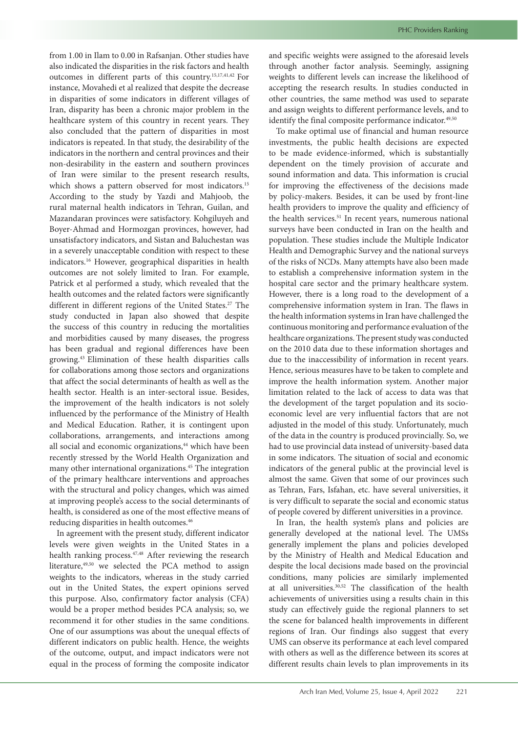from 1.00 in Ilam to 0.00 in Rafsanjan. Other studies have also indicated the disparities in the risk factors and health outcomes in different parts of this country.[15,17,41,42] For instance, Movahedi et al realized that despite the decrease in disparities of some indicators in different villages of Iran, disparity has been a chronic major problem in the healthcare system of this country in recent years. They also concluded that the pattern of disparities in most indicators is repeated. In that study, the desirability of the indicators in the northern and central provinces and their non-desirability in the eastern and southern provinces of Iran were similar to the present research results, which shows a pattern observed for most indicators.[15] According to the study by Yazdi and Mahjoob, the rural maternal health indicators in Tehran, Guilan, and Mazandaran provinces were satisfactory. Kohgiluyeh and Boyer-Ahmad and Hormozgan provinces, however, had unsatisfactory indicators, and Sistan and Baluchestan was in a severely unacceptable condition with respect to these indicators.[16] However, geographical disparities in health outcomes are not solely limited to Iran. For example, Patrick et al performed a study, which revealed that the health outcomes and the related factors were significantly different in different regions of the United States.[27] The study conducted in Japan also showed that despite the success of this country in reducing the mortalities and morbidities caused by many diseases, the progress has been gradual and regional differences have been growing.[43] Elimination of these health disparities calls for collaborations among those sectors and organizations that affect the social determinants of health as well as the health sector. Health is an inter-sectoral issue. Besides, the improvement of the health indicators is not solely influenced by the performance of the Ministry of Health and Medical Education. Rather, it is contingent upon collaborations, arrangements, and interactions among all social and economic organizations,[44] which have been recently stressed by the World Health Organization and many other international organizations.[45] The integration of the primary healthcare interventions and approaches with the structural and policy changes, which was aimed at improving people's access to the social determinants of health, is considered as one of the most effective means of reducing disparities in health outcomes.[46]

In agreement with the present study, different indicator levels were given weights in the United States in a health ranking process.[47,48] After reviewing the research literature,[49,50] we selected the PCA method to assign weights to the indicators, whereas in the study carried out in the United States, the expert opinions served this purpose. Also, confirmatory factor analysis (CFA) would be a proper method besides PCA analysis; so, we recommend it for other studies in the same conditions. One of our assumptions was about the unequal effects of different indicators on public health. Hence, the weights of the outcome, output, and impact indicators were not equal in the process of forming the composite indicator and specific weights were assigned to the aforesaid levels through another factor analysis. Seemingly, assigning weights to different levels can increase the likelihood of accepting the research results. In studies conducted in other countries, the same method was used to separate and assign weights to different performance levels, and to identify the final composite performance indicator.[49,50]

To make optimal use of financial and human resource investments, the public health decisions are expected to be made evidence-informed, which is substantially dependent on the timely provision of accurate and sound information and data. This information is crucial for improving the effectiveness of the decisions made by policy-makers. Besides, it can be used by front-line health providers to improve the quality and efficiency of the health services.[51] In recent years, numerous national surveys have been conducted in Iran on the health and population. These studies include the Multiple Indicator Health and Demographic Survey and the national surveys of the risks of NCDs. Many attempts have also been made to establish a comprehensive information system in the hospital care sector and the primary healthcare system. However, there is a long road to the development of a comprehensive information system in Iran. The flaws in the health information systems in Iran have challenged the continuous monitoring and performance evaluation of the healthcare organizations. The present study was conducted on the 2010 data due to these information shortages and due to the inaccessibility of information in recent years. Hence, serious measures have to be taken to complete and improve the health information system. Another major limitation related to the lack of access to data was that the development of the target population and its socio-economic level are very influential factors that are not adjusted in the model of this study. Unfortunately, much of the data in the country is produced provincially. So, we had to use provincial data instead of university-based data in some indicators. The situation of social and economic indicators of the general public at the provincial level is almost the same. Given that some of our provinces such as Tehran, Fars, Isfahan, etc. have several universities, it is very difficult to separate the social and economic status of people covered by different universities in a province.

In Iran, the health system's plans and policies are generally developed at the national level. The UMSs generally implement the plans and policies developed by the Ministry of Health and Medical Education and despite the local decisions made based on the provincial conditions, many policies are similarly implemented at all universities.[30,52] The classification of the health achievements of universities using a results chain in this study can effectively guide the regional planners to set the scene for balanced health improvements in different regions of Iran. Our findings also suggest that every UMS can observe its performance at each level compared with others as well as the difference between its scores at different results chain levels to plan improvements in its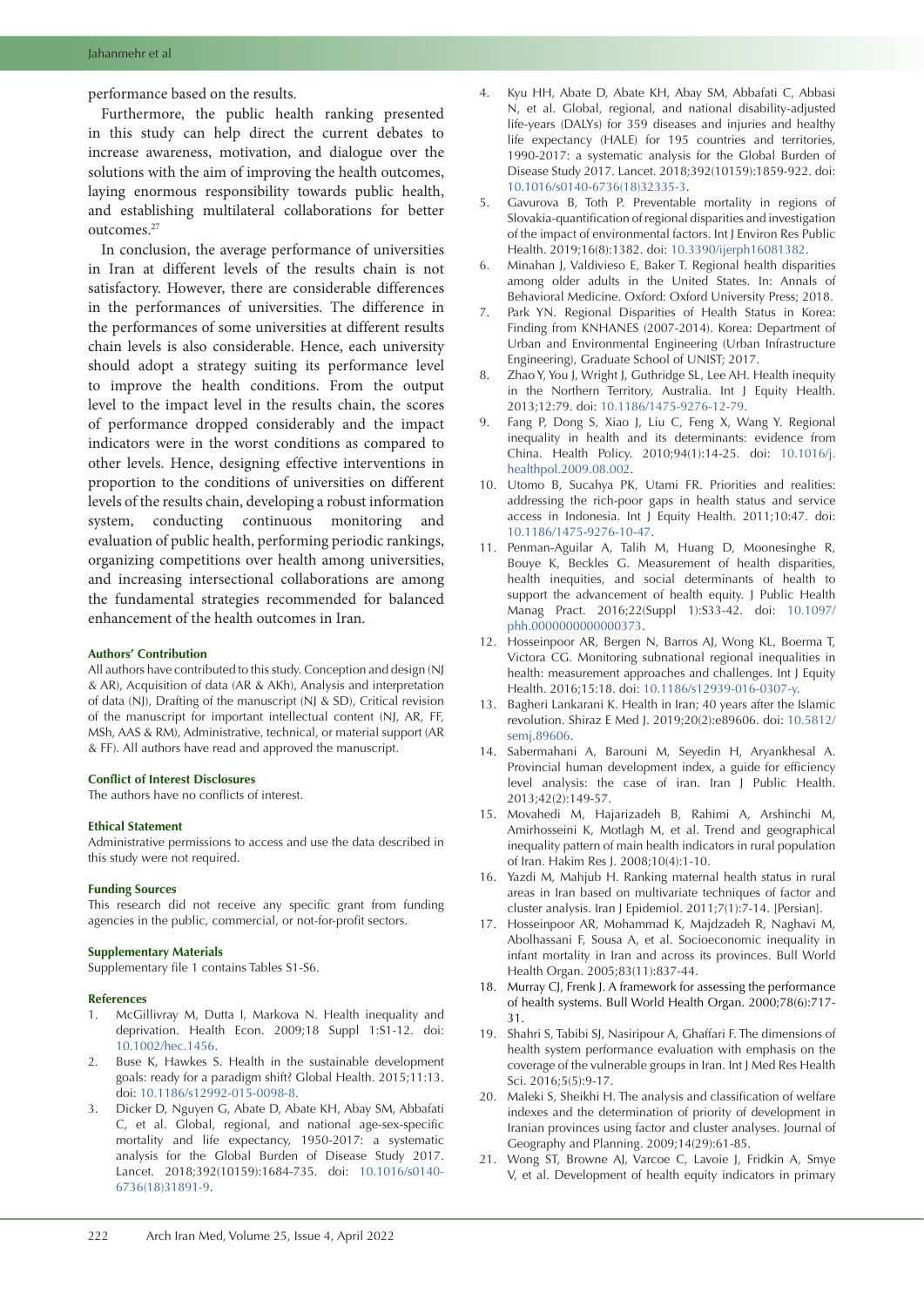performance based on the results.

Furthermore, the public health ranking presented in this study can help direct the current debates to increase awareness, motivation, and dialogue over the solutions with the aim of improving the health outcomes, laying enormous responsibility towards public health, and establishing multilateral collaborations for better outcomes.[27]

In conclusion, the average performance of universities in Iran at different levels of the results chain is not satisfactory. However, there are considerable differences in the performances of universities. The difference in the performances of some universities at different results chain levels is also considerable. Hence, each university should adopt a strategy suiting its performance level to improve the health conditions. From the output level to the impact level in the results chain, the scores of performance dropped considerably and the impact indicators were in the worst conditions as compared to other levels. Hence, designing effective interventions in proportion to the conditions of universities on different levels of the results chain, developing a robust information system, conducting continuous monitoring and evaluation of public health, performing periodic rankings, organizing competitions over health among universities, and increasing intersectional collaborations are among the fundamental strategies recommended for balanced enhancement of the health outcomes in Iran.

### Authors' Contribution

All authors have contributed to this study. Conception and design (NJ & AR), Acquisition of data (AR & AKh), Analysis and interpretation of data (NJ), Drafting of the manuscript (NJ & SD), Critical revision of the manuscript for important intellectual content (NJ, AR, FF, MSh, AAS & RM), Administrative, technical, or material support (AR & FF). All authors have read and approved the manuscript.

### Conflict of Interest Disclosures

The authors have no conflicts of interest.

### Ethical Statement

Administrative permissions to access and use the data described in this study were not required.

### Funding Sources

This research did not receive any specific grant from funding agencies in the public, commercial, or not-for-profit sectors.

### Supplementary Materials

Supplementary file 1 contains Tables S1-S6.

### References

1. McGillivray M, Dutta I, Markova N. Health inequality and deprivation. Health Econ. 2009;18 Suppl 1:S1-12. doi: 10.1002/hec.1456.
2. Buse K, Hawkes S. Health in the sustainable development goals: ready for a paradigm shift? Global Health. 2015;11:13. doi: 10.1186/s12992-015-0098-8.
3. Dicker D, Nguyen G, Abate D, Abate KH, Abay SM, Abbafati C, et al. Global, regional, and national age-sex-specific mortality and life expectancy, 1950-2017: a systematic analysis for the Global Burden of Disease Study 2017. Lancet. 2018;392(10159):1684-735. doi: 10.1016/s0140-6736(18)31891-9.
4. Kyu HH, Abate D, Abate KH, Abay SM, Abbafati C, Abbasi N, et al. Global, regional, and national disability-adjusted life-years (DALYs) for 359 diseases and injuries and healthy life expectancy (HALE) for 195 countries and territories, 1990-2017: a systematic analysis for the Global Burden of Disease Study 2017. Lancet. 2018;392(10159):1859-922. doi: 10.1016/s0140-6736(18)32335-3.
5. Gavurova B, Toth P. Preventable mortality in regions of Slovakia-quantification of regional disparities and investigation of the impact of environmental factors. Int J Environ Res Public Health. 2019;16(8):1382. doi: 10.3390/ijerph16081382.
6. Minahan J, Valdivieso E, Baker T. Regional health disparities among older adults in the United States. In: Annals of Behavioral Medicine. Oxford: Oxford University Press; 2018.
7. Park YN. Regional Disparities of Health Status in Korea: Finding from KNHANES (2007-2014). Korea: Department of Urban and Environmental Engineering (Urban Infrastructure Engineering), Graduate School of UNIST; 2017.
8. Zhao Y, You J, Wright J, Guthridge SL, Lee AH. Health inequity in the Northern Territory, Australia. Int J Equity Health. 2013;12:79. doi: 10.1186/1475-9276-12-79.
9. Fang P, Dong S, Xiao J, Liu C, Feng X, Wang Y. Regional inequality in health and its determinants: evidence from China. Health Policy. 2010;94(1):14-25. doi: 10.1016/j.healthpol.2009.08.002.
10. Utomo B, Sucahya PK, Utami FR. Priorities and realities: addressing the rich-poor gaps in health status and service access in Indonesia. Int J Equity Health. 2011;10:47. doi: 10.1186/1475-9276-10-47.
11. Penman-Aguilar A, Talih M, Huang D, Moonesinghe R, Bouye K, Beckles G. Measurement of health disparities, health inequities, and social determinants of health to support the advancement of health equity. J Public Health Manag Pract. 2016;22(Suppl 1):S33-42. doi: 10.1097/phh.0000000000000373.
12. Hosseinpoor AR, Bergen N, Barros AJ, Wong KL, Boerma T, Victora CG. Monitoring subnational regional inequalities in health: measurement approaches and challenges. Int J Equity Health. 2016;15:18. doi: 10.1186/s12939-016-0307-y.
13. Bagheri Lankarani K. Health in Iran; 40 years after the Islamic revolution. Shiraz E Med J. 2019;20(2):e89606. doi: 10.5812/semj.89606.
14. Sabermahani A, Barouni M, Seyedin H, Aryankhesal A. Provincial human development index, a guide for efficiency level analysis: the case of iran. Iran J Public Health. 2013;42(2):149-57.
15. Movahedi M, Hajarizadeh B, Rahimi A, Arshinchi M, Amirhosseini K, Motlagh M, et al. Trend and geographical inequality pattern of main health indicators in rural population of Iran. Hakim Res J. 2008;10(4):1-10.
16. Yazdi M, Mahjub H. Ranking maternal health status in rural areas in Iran based on multivariate techniques of factor and cluster analysis. Iran J Epidemiol. 2011;7(1):7-14. [Persian].
17. Hosseinpoor AR, Mohammad K, Majdzadeh R, Naghavi M, Abolhassani F, Sousa A, et al. Socioeconomic inequality in infant mortality in Iran and across its provinces. Bull World Health Organ. 2005;83(11):837-44.
18. Murray CJ, Frenk J. A framework for assessing the performance of health systems. Bull World Health Organ. 2000;78(6):717-31.
19. Shahri S, Tabibi SJ, Nasiripour A, Ghaffari F. The dimensions of health system performance evaluation with emphasis on the coverage of the vulnerable groups in Iran. Int J Med Res Health Sci. 2016;5(5):9-17.
20. Maleki S, Sheikhi H. The analysis and classification of welfare indexes and the determination of priority of development in Iranian provinces using factor and cluster analyses. Journal of Geography and Planning. 2009;14(29):61-85.
21. Wong ST, Browne AJ, Varcoe C, Lavoie J, Fridkin A, Smye V, et al. Development of health equity indicators in primary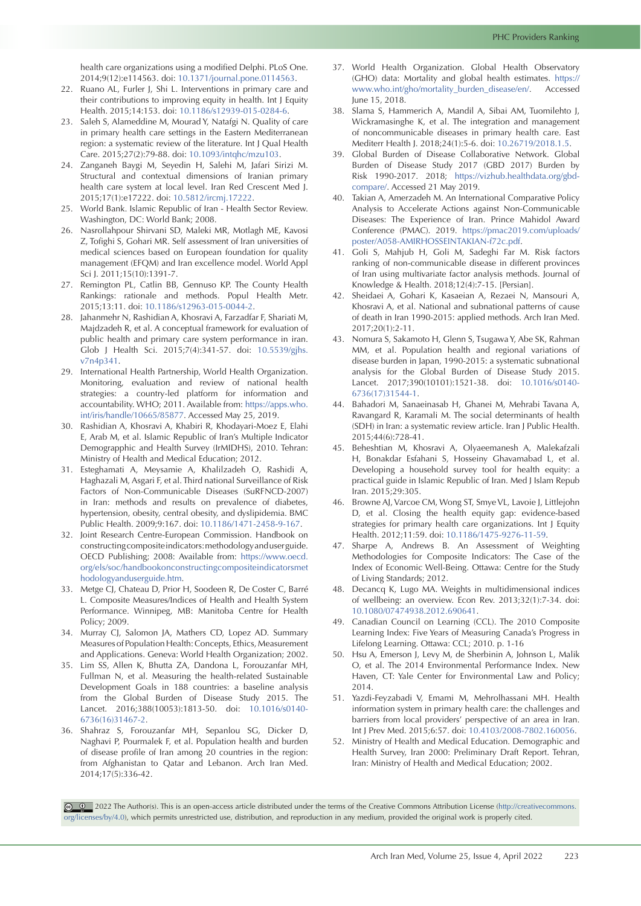health care organizations using a modified Delphi. PLoS One. 2014;9(12):e114563. doi: 10.1371/journal.pone.0114563.

22. Ruano AL, Furler J, Shi L. Interventions in primary care and their contributions to improving equity in health. Int J Equity Health. 2015;14:153. doi: 10.1186/s12939-015-0284-6.
23. Saleh S, Alameddine M, Mourad Y, Natafgi N. Quality of care in primary health care settings in the Eastern Mediterranean region: a systematic review of the literature. Int J Qual Health Care. 2015;27(2):79-88. doi: 10.1093/intqhc/mzu103.
24. Zanganeh Baygi M, Seyedin H, Salehi M, Jafari Sirizi M. Structural and contextual dimensions of Iranian primary health care system at local level. Iran Red Crescent Med J. 2015;17(1):e17222. doi: 10.5812/ircmj.17222.
25. World Bank. Islamic Republic of Iran - Health Sector Review. Washington, DC: World Bank; 2008.
26. Nasrollahpour Shirvani SD, Maleki MR, Motlagh ME, Kavosi Z, Tofighi S, Gohari MR. Self assessment of Iran universities of medical sciences based on European foundation for quality management (EFQM) and Iran excellence model. World Appl Sci J. 2011;15(10):1391-7.
27. Remington PL, Catlin BB, Gennuso KP. The County Health Rankings: rationale and methods. Popul Health Metr. 2015;13:11. doi: 10.1186/s12963-015-0044-2.
28. Jahanmehr N, Rashidian A, Khosravi A, Farzadfar F, Shariati M, Majdzadeh R, et al. A conceptual framework for evaluation of public health and primary care system performance in iran. Glob J Health Sci. 2015;7(4):341-57. doi: 10.5539/gjhs.v7n4p341.
29. International Health Partnership, World Health Organization. Monitoring, evaluation and review of national health strategies: a country-led platform for information and accountability. WHO; 2011. Available from: https://apps.who.int/iris/handle/10665/85877. Accessed May 25, 2019.
30. Rashidian A, Khosravi A, Khabiri R, Khodayari-Moez E, Elahi E, Arab M, et al. Islamic Republic of Iran's Multiple Indicator Demogr態phic and Health Survey (IrMIDHS), 2010. Tehran: Ministry of Health and Medical Education; 2012.
31. Esteghamati A, Meysamie A, Khalilzadeh O, Rashidi A, Haghazali M, Asgari F, et al. Third national Surveillance of Risk Factors of Non-Communicable Diseases (SuRFNCD-2007) in Iran: methods and results on prevalence of diabetes, hypertension, obesity, central obesity, and dyslipidemia. BMC Public Health. 2009;9:167. doi: 10.1186/1471-2458-9-167.
32. Joint Research Centre-European Commission. Handbook on constructing composite indicators: methodology and user guide. OECD Publishing; 2008: Available from: https://www.oecd.org/els/soc/handbookonconstructingcompositeindicatorsmethodologyanduserguide.htm.
33. Metge CJ, Chateau D, Prior H, Soodeen R, De Coster C, Barré L. Composite Measures/Indices of Health and Health System Performance. Winnipeg, MB: Manitoba Centre for Health Policy; 2009.
34. Murray CJ, Salomon JA, Mathers CD, Lopez AD. Summary Measures of Population Health: Concepts, Ethics, Measurement and Applications. Geneva: World Health Organization; 2002.
35. Lim SS, Allen K, Bhutta ZA, Dandona L, Forouzanfar MH, Fullman N, et al. Measuring the health-related Sustainable Development Goals in 188 countries: a baseline analysis from the Global Burden of Disease Study 2015. The Lancet. 2016;388(10053):1813-50. doi: 10.1016/s0140-6736(16)31467-2.
36. Shahraz S, Forouzanfar MH, Sepanlou SG, Dicker D, Naghavi P, Pourmalek F, et al. Population health and burden of disease profile of Iran among 20 countries in the region: from Afghanistan to Qatar and Lebanon. Arch Iran Med. 2014;17(5):336-42.
37. World Health Organization. Global Health Observatory (GHO) data: Mortality and global health estimates. https://www.who.int/gho/mortality_burden_disease/en/. Accessed June 15, 2018.
38. Slama S, Hammerich A, Mandil A, Sibai AM, Tuomilehto J, Wickramasinghe K, et al. The integration and management of noncommunicable diseases in primary health care. East Mediterr Health J. 2018;24(1):5-6. doi: 10.26719/2018.1.5.
39. Global Burden of Disease Collaborative Network. Global Burden of Disease Study 2017 (GBD 2017) Burden by Risk 1990-2017. 2018; https://vizhub.healthdata.org/gbd-compare/. Accessed 21 May 2019.
40. Takian A, Amerzadeh M. An International Comparative Policy Analysis to Accelerate Actions against Non-Communicable Diseases: The Experience of Iran. Prince Mahidol Award Conference (PMAC). 2019. https://pmac2019.com/uploads/poster/A058-AMIRHOSSEINTAKIAN-f72c.pdf.
41. Goli S, Mahjub H, Goli M, Sadeghi Far M. Risk factors ranking of non-communicable disease in different provinces of Iran using multivariate factor analysis methods. Journal of Knowledge & Health. 2018;12(4):7-15. [Persian].
42. Sheidaei A, Gohari K, Kasaeian A, Rezaei N, Mansouri A, Khosravi A, et al. National and subnational patterns of cause of death in Iran 1990-2015: applied methods. Arch Iran Med. 2017;20(1):2-11.
43. Nomura S, Sakamoto H, Glenn S, Tsugawa Y, Abe SK, Rahman MM, et al. Population health and regional variations of disease burden in Japan, 1990-2015: a systematic subnational analysis for the Global Burden of Disease Study 2015. Lancet. 2017;390(10101):1521-38. doi: 10.1016/s0140-6736(17)31544-1.
44. Bahadori M, Sanaeinasab H, Ghanei M, Mehrabi Tavana A, Ravangard R, Karamali M. The social determinants of health (SDH) in Iran: a systematic review article. Iran J Public Health. 2015;44(6):728-41.
45. Beheshtian M, Khosravi A, Olyaeemanesh A, Malekafzali H, Bonakdar Esfahani S, Hosseiny Ghavamabad L, et al. Developing a household survey tool for health equity: a practical guide in Islamic Republic of Iran. Med J Islam Repub Iran. 2015;29:305.
46. Browne AJ, Varcoe CM, Wong ST, Smye VL, Lavoie J, Littlejohn D, et al. Closing the health equity gap: evidence-based strategies for primary health care organizations. Int J Equity Health. 2012;11:59. doi: 10.1186/1475-9276-11-59.
47. Sharpe A, Andrews B. An Assessment of Weighting Methodologies for Composite Indicators: The Case of the Index of Economic Well-Being. Ottawa: Centre for the Study of Living Standards; 2012.
48. Decancq K, Lugo MA. Weights in multidimensional indices of wellbeing: an overview. Econ Rev. 2013;32(1):7-34. doi: 10.1080/07474938.2012.690641.
49. Canadian Council on Learning (CCL). The 2010 Composite Learning Index: Five Years of Measuring Canada's Progress in Lifelong Learning. Ottawa: CCL; 2010. p. 1-16
50. Hsu A, Emerson J, Levy M, de Sherbinin A, Johnson L, Malik O, et al. The 2014 Environmental Performance Index. New Haven, CT: Yale Center for Environmental Law and Policy; 2014.
51. Yazdi-Feyzabadi V, Emami M, Mehrolhassani MH. Health information system in primary health care: the challenges and barriers from local providers' perspective of an area in Iran. Int J Prev Med. 2015;6:57. doi: 10.4103/2008-7802.160056.
52. Ministry of Health and Medical Education. Demographic and Health Survey, Iran 2000: Preliminary Draft Report. Tehran, Iran: Ministry of Health and Medical Education; 2002.

© 2022 The Author(s). This is an open-access article distributed under the terms of the Creative Commons Attribution License (http://creativecommons.org/licenses/by/4.0), which permits unrestricted use, distribution, and reproduction in any medium, provided the original work is properly cited.